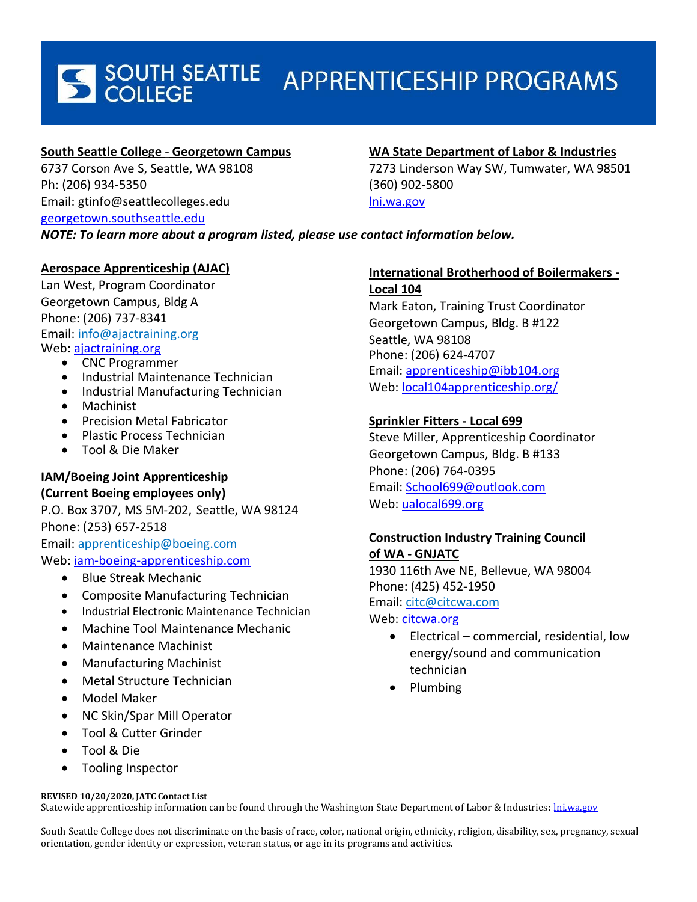# SOUTH SEATTLE COLLEGE APPRENTICESHIP PROGRAMS

**South Seattle College - Georgetown Campus**
6737 Corson Ave S, Seattle, WA 98108
Ph: (206) 934-5350
Email: gtinfo@seattlecolleges.edu
georgetown.southseattle.edu

**WA State Department of Labor & Industries**
7273 Linderson Way SW, Tumwater, WA 98501
(360) 902-5800
lni.wa.gov

***NOTE: To learn more about a program listed, please use contact information below.***

**Aerospace Apprenticeship (AJAC)**
Lan West, Program Coordinator
Georgetown Campus, Bldg A
Phone: (206) 737-8341
Email: info@ajactraining.org
Web: ajactraining.org

- CNC Programmer
- Industrial Maintenance Technician
- Industrial Manufacturing Technician
- Machinist
- Precision Metal Fabricator
- Plastic Process Technician
- Tool & Die Maker

**IAM/Boeing Joint Apprenticeship**
**(Current Boeing employees only)**
P.O. Box 3707, MS 5M-202, Seattle, WA 98124
Phone: (253) 657-2518
Email: apprenticeship@boeing.com
Web: iam-boeing-apprenticeship.com

- Blue Streak Mechanic
- Composite Manufacturing Technician
- Industrial Electronic Maintenance Technician
- Machine Tool Maintenance Mechanic
- Maintenance Machinist
- Manufacturing Machinist
- Metal Structure Technician
- Model Maker
- NC Skin/Spar Mill Operator
- Tool & Cutter Grinder
- Tool & Die
- Tooling Inspector

**International Brotherhood of Boilermakers - Local 104**
Mark Eaton, Training Trust Coordinator
Georgetown Campus, Bldg. B #122
Seattle, WA 98108
Phone: (206) 624-4707
Email: apprenticeship@ibb104.org
Web: local104apprenticeship.org/

**Sprinkler Fitters - Local 699**
Steve Miller, Apprenticeship Coordinator
Georgetown Campus, Bldg. B #133
Phone: (206) 764-0395
Email: School699@outlook.com
Web: ualocal699.org

**Construction Industry Training Council of WA - GNJATC**
1930 116th Ave NE, Bellevue, WA 98004
Phone: (425) 452-1950
Email: citc@citcwa.com
Web: citcwa.org

- Electrical – commercial, residential, low energy/sound and communication technician
- Plumbing

**REVISED 10/20/2020, JATC Contact List**
Statewide apprenticeship information can be found through the Washington State Department of Labor & Industries: lni.wa.gov

South Seattle College does not discriminate on the basis of race, color, national origin, ethnicity, religion, disability, sex, pregnancy, sexual orientation, gender identity or expression, veteran status, or age in its programs and activities.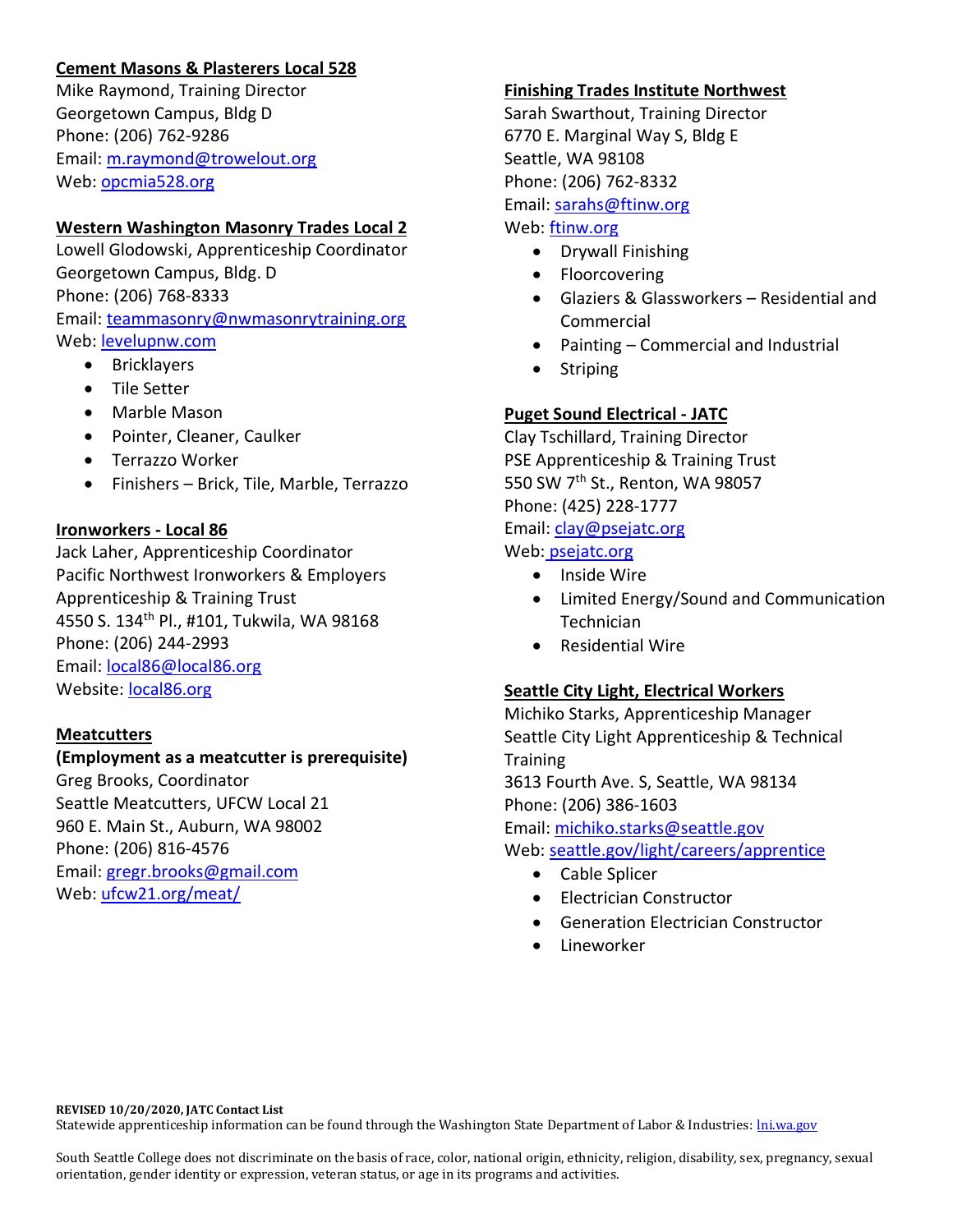**Cement Masons & Plasterers Local 528**
Mike Raymond, Training Director
Georgetown Campus, Bldg D
Phone: (206) 762-9286
Email: m.raymond@trowelout.org
Web: opcmia528.org

**Western Washington Masonry Trades Local 2**
Lowell Glodowski, Apprenticeship Coordinator
Georgetown Campus, Bldg. D
Phone: (206) 768-8333
Email: teammasonry@nwmasonrytraining.org
Web: levelupnw.com

- Bricklayers
- Tile Setter
- Marble Mason
- Pointer, Cleaner, Caulker
- Terrazzo Worker
- Finishers – Brick, Tile, Marble, Terrazzo

**Ironworkers - Local 86**
Jack Laher, Apprenticeship Coordinator
Pacific Northwest Ironworkers & Employers Apprenticeship & Training Trust
4550 S. 134th Pl., #101, Tukwila, WA 98168
Phone: (206) 244-2993
Email: local86@local86.org
Website: local86.org

**Meatcutters**
**(Employment as a meatcutter is prerequisite)**
Greg Brooks, Coordinator
Seattle Meatcutters, UFCW Local 21
960 E. Main St., Auburn, WA 98002
Phone: (206) 816-4576
Email: gregr.brooks@gmail.com
Web: ufcw21.org/meat/

**Finishing Trades Institute Northwest**
Sarah Swarthout, Training Director
6770 E. Marginal Way S, Bldg E
Seattle, WA 98108
Phone: (206) 762-8332
Email: sarahs@ftinw.org
Web: ftinw.org

- Drywall Finishing
- Floorcovering
- Glaziers & Glassworkers – Residential and Commercial
- Painting – Commercial and Industrial
- Striping

**Puget Sound Electrical - JATC**
Clay Tschillard, Training Director
PSE Apprenticeship & Training Trust
550 SW 7th St., Renton, WA 98057
Phone: (425) 228-1777
Email: clay@psejatc.org
Web: psejatc.org

- Inside Wire
- Limited Energy/Sound and Communication Technician
- Residential Wire

**Seattle City Light, Electrical Workers**
Michiko Starks, Apprenticeship Manager
Seattle City Light Apprenticeship & Technical Training
3613 Fourth Ave. S, Seattle, WA 98134
Phone: (206) 386-1603
Email: michiko.starks@seattle.gov
Web: seattle.gov/light/careers/apprentice

- Cable Splicer
- Electrician Constructor
- Generation Electrician Constructor
- Lineworker

**REVISED 10/20/2020, JATC Contact List**
Statewide apprenticeship information can be found through the Washington State Department of Labor & Industries: lni.wa.gov

South Seattle College does not discriminate on the basis of race, color, national origin, ethnicity, religion, disability, sex, pregnancy, sexual orientation, gender identity or expression, veteran status, or age in its programs and activities.